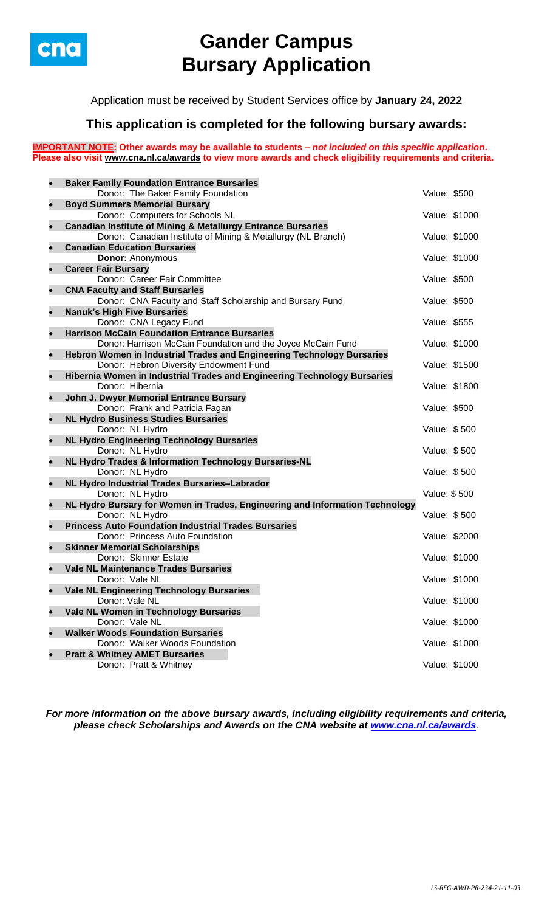# Gander Campus Bursary Application

Application must be received by Student Services office by **January 24, 2022**

## This application is completed for the following bursary awards:

**IMPORTANT NOTE: Other awards may be available to students – *not included on this specific application*. Please also visit www.cna.nl.ca/awards to view more awards and check eligibility requirements and criteria.**

- **Baker Family Foundation Entrance Bursaries**
  Donor: The Baker Family Foundation — Value: $500
- **Boyd Summers Memorial Bursary**
  Donor: Computers for Schools NL — Value: $1000
- **Canadian Institute of Mining & Metallurgy Entrance Bursaries**
  Donor: Canadian Institute of Mining & Metallurgy (NL Branch) — Value: $1000
- **Canadian Education Bursaries**
  **Donor:** Anonymous — Value: $1000
- **Career Fair Bursary**
  Donor: Career Fair Committee — Value: $500
- **CNA Faculty and Staff Bursaries**
  Donor: CNA Faculty and Staff Scholarship and Bursary Fund — Value: $500
- **Nanuk's High Five Bursaries**
  Donor: CNA Legacy Fund — Value: $555
- **Harrison McCain Foundation Entrance Bursaries**
  Donor: Harrison McCain Foundation and the Joyce McCain Fund — Value: $1000
- **Hebron Women in Industrial Trades and Engineering Technology Bursaries**
  Donor: Hebron Diversity Endowment Fund — Value: $1500
- **Hibernia Women in Industrial Trades and Engineering Technology Bursaries**
  Donor: Hibernia — Value: $1800
- **John J. Dwyer Memorial Entrance Bursary**
  Donor: Frank and Patricia Fagan — Value: $500
- **NL Hydro Business Studies Bursaries**
  Donor: NL Hydro — Value: $ 500
- **NL Hydro Engineering Technology Bursaries**
  Donor: NL Hydro — Value: $ 500
- **NL Hydro Trades & Information Technology Bursaries-NL**
  Donor: NL Hydro — Value: $ 500
- **NL Hydro Industrial Trades Bursaries–Labrador**
  Donor: NL Hydro — Value: $ 500
- **NL Hydro Bursary for Women in Trades, Engineering and Information Technology**
  Donor: NL Hydro — Value: $ 500
- **Princess Auto Foundation Industrial Trades Bursaries**
  Donor: Princess Auto Foundation — Value: $2000
- **Skinner Memorial Scholarships**
  Donor: Skinner Estate — Value: $1000
- **Vale NL Maintenance Trades Bursaries**
  Donor: Vale NL — Value: $1000
- **Vale NL Engineering Technology Bursaries**
  Donor: Vale NL — Value: $1000
- **Vale NL Women in Technology Bursaries**
  Donor: Vale NL — Value: $1000
- **Walker Woods Foundation Bursaries**
  Donor: Walker Woods Foundation — Value: $1000
- **Pratt & Whitney AMET Bursaries**
  Donor: Pratt & Whitney — Value: $1000

***For more information on the above bursary awards, including eligibility requirements and criteria, please check Scholarships and Awards on the CNA website at www.cna.nl.ca/awards.***

*LS-REG-AWD-PR-234-21-11-03*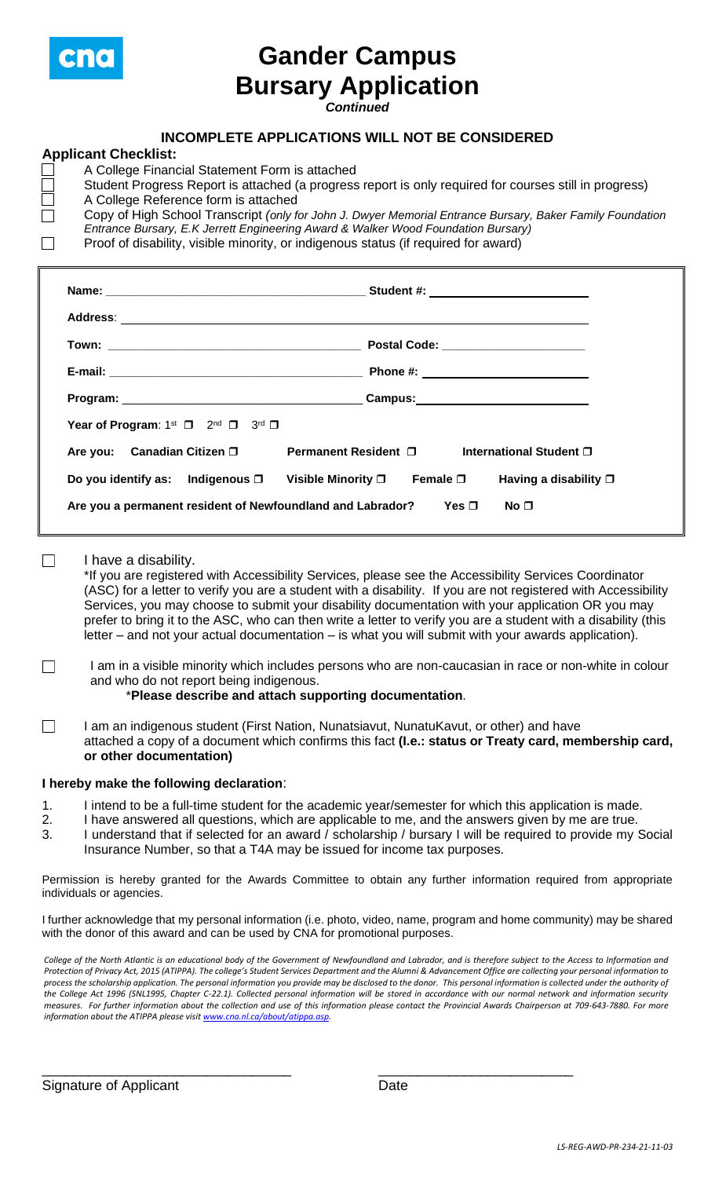cna

# Gander Campus
# Bursary Application

***Continued***

## INCOMPLETE APPLICATIONS WILL NOT BE CONSIDERED

**Applicant Checklist:**

- ☐ A College Financial Statement Form is attached
- ☐ Student Progress Report is attached (a progress report is only required for courses still in progress)
- ☐ A College Reference form is attached
- ☐ Copy of High School Transcript *(only for John J. Dwyer Memorial Entrance Bursary, Baker Family Foundation Entrance Bursary, E.K Jerrett Engineering Award & Walker Wood Foundation Bursary)*
- ☐ Proof of disability, visible minority, or indigenous status (if required for award)

**Name:** ______________________________ **Student #:** ______________________

**Address**: ____________________________________________________________

**Town:** ______________________________ **Postal Code:** ____________________

**E-mail:** ______________________________ **Phone #:** ______________________

**Program:** ______________________________ **Campus:** ______________________

**Year of Program**: 1st ☐ 2nd ☐ 3rd ☐

**Are you: Canadian Citizen ☐ Permanent Resident ☐ International Student ☐**

**Do you identify as: Indigenous ☐ Visible Minority ☐ Female ☐ Having a disability ☐**

**Are you a permanent resident of Newfoundland and Labrador? Yes ☐ No ☐**

☐ I have a disability.

\*If you are registered with Accessibility Services, please see the Accessibility Services Coordinator (ASC) for a letter to verify you are a student with a disability. If you are not registered with Accessibility Services, you may choose to submit your disability documentation with your application OR you may prefer to bring it to the ASC, who can then write a letter to verify you are a student with a disability (this letter – and not your actual documentation – is what you will submit with your awards application).

☐ I am in a visible minority which includes persons who are non-caucasian in race or non-white in colour and who do not report being indigenous.

\***Please describe and attach supporting documentation**.

☐ I am an indigenous student (First Nation, Nunatsiavut, NunatuKavut, or other) and have attached a copy of a document which confirms this fact **(I.e.: status or Treaty card, membership card, or other documentation)**

**I hereby make the following declaration**:

1. I intend to be a full-time student for the academic year/semester for which this application is made.
2. I have answered all questions, which are applicable to me, and the answers given by me are true.
3. I understand that if selected for an award / scholarship / bursary I will be required to provide my Social Insurance Number, so that a T4A may be issued for income tax purposes.

Permission is hereby granted for the Awards Committee to obtain any further information required from appropriate individuals or agencies.

I further acknowledge that my personal information (i.e. photo, video, name, program and home community) may be shared with the donor of this award and can be used by CNA for promotional purposes.

*College of the North Atlantic is an educational body of the Government of Newfoundland and Labrador, and is therefore subject to the Access to Information and Protection of Privacy Act, 2015 (ATIPPA). The college's Student Services Department and the Alumni & Advancement Office are collecting your personal information to process the scholarship application. The personal information you provide may be disclosed to the donor. This personal information is collected under the authority of the College Act 1996 (SNL1995, Chapter C-22.1). Collected personal information will be stored in accordance with our normal network and information security measures. For further information about the collection and use of this information please contact the Provincial Awards Chairperson at 709-643-7880. For more information about the ATIPPA please visit www.cna.nl.ca/about/atippa.asp.*

________________________________ ________________________

Signature of Applicant Date

*LS-REG-AWD-PR-234-21-11-03*